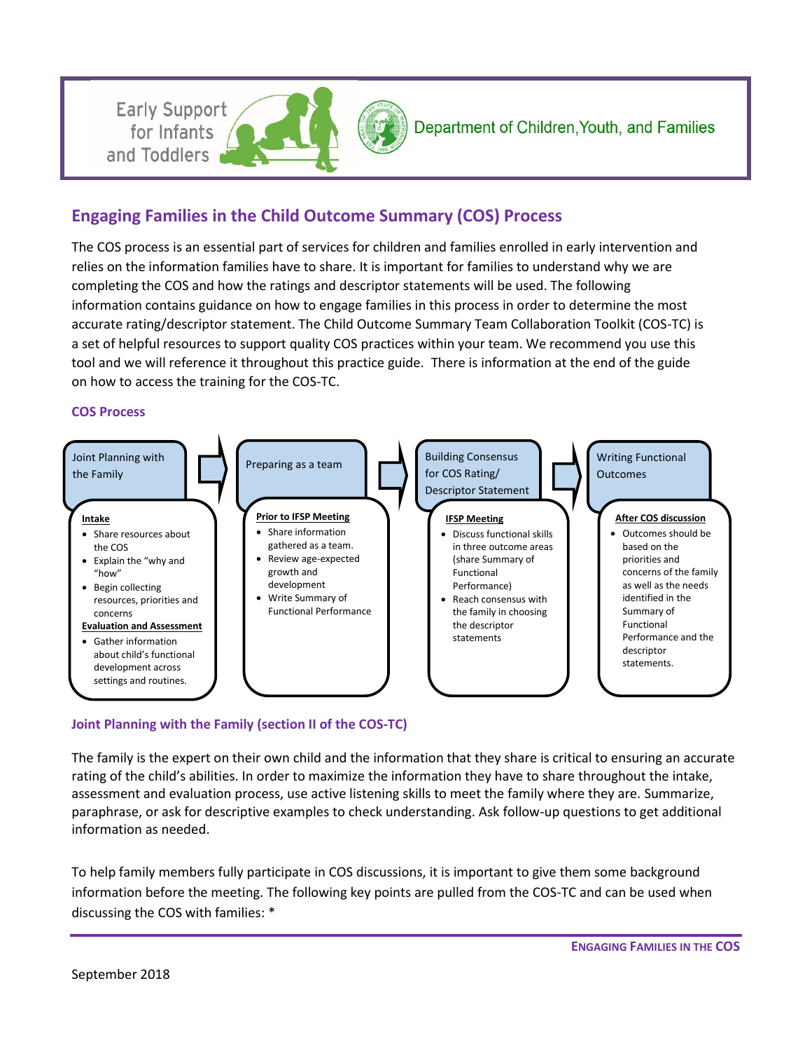Early Support for Infants and Toddlers

Department of Children, Youth, and Families

## Engaging Families in the Child Outcome Summary (COS) Process

The COS process is an essential part of services for children and families enrolled in early intervention and relies on the information families have to share. It is important for families to understand why we are completing the COS and how the ratings and descriptor statements will be used. The following information contains guidance on how to engage families in this process in order to determine the most accurate rating/descriptor statement. The Child Outcome Summary Team Collaboration Toolkit (COS-TC) is a set of helpful resources to support quality COS practices within your team. We recommend you use this tool and we will reference it throughout this practice guide. There is information at the end of the guide on how to access the training for the COS-TC.

### COS Process

**Joint Planning with the Family**

**Intake**
- Share resources about the COS
- Explain the "why and "how"
- Begin collecting resources, priorities and concerns

**Evaluation and Assessment**
- Gather information about child's functional development across settings and routines.

**Preparing as a team**

**Prior to IFSP Meeting**
- Share information gathered as a team.
- Review age-expected growth and development
- Write Summary of Functional Performance

**Building Consensus for COS Rating/ Descriptor Statement**

**IFSP Meeting**
- Discuss functional skills in three outcome areas (share Summary of Functional Performance)
- Reach consensus with the family in choosing the descriptor statements

**Writing Functional Outcomes**

**After COS discussion**
- Outcomes should be based on the priorities and concerns of the family as well as the needs identified in the Summary of Functional Performance and the descriptor statements.

### Joint Planning with the Family (section II of the COS-TC)

The family is the expert on their own child and the information that they share is critical to ensuring an accurate rating of the child's abilities. In order to maximize the information they have to share throughout the intake, assessment and evaluation process, use active listening skills to meet the family where they are. Summarize, paraphrase, or ask for descriptive examples to check understanding. Ask follow-up questions to get additional information as needed.

To help family members fully participate in COS discussions, it is important to give them some background information before the meeting. The following key points are pulled from the COS-TC and can be used when discussing the COS with families: *

September 2018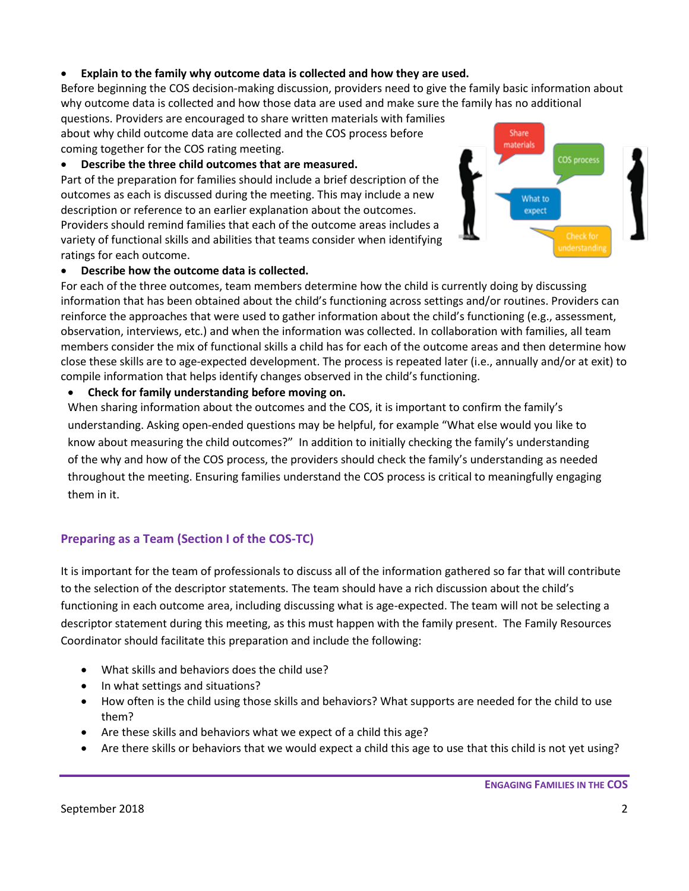- **Explain to the family why outcome data is collected and how they are used.**

Before beginning the COS decision-making discussion, providers need to give the family basic information about why outcome data is collected and how those data are used and make sure the family has no additional questions. Providers are encouraged to share written materials with families about why child outcome data are collected and the COS process before coming together for the COS rating meeting.

- **Describe the three child outcomes that are measured.**

Part of the preparation for families should include a brief description of the outcomes as each is discussed during the meeting. This may include a new description or reference to an earlier explanation about the outcomes. Providers should remind families that each of the outcome areas includes a variety of functional skills and abilities that teams consider when identifying ratings for each outcome.

- **Describe how the outcome data is collected.**

For each of the three outcomes, team members determine how the child is currently doing by discussing information that has been obtained about the child's functioning across settings and/or routines. Providers can reinforce the approaches that were used to gather information about the child's functioning (e.g., assessment, observation, interviews, etc.) and when the information was collected. In collaboration with families, all team members consider the mix of functional skills a child has for each of the outcome areas and then determine how close these skills are to age-expected development. The process is repeated later (i.e., annually and/or at exit) to compile information that helps identify changes observed in the child's functioning.

- **Check for family understanding before moving on.**

When sharing information about the outcomes and the COS, it is important to confirm the family's understanding. Asking open-ended questions may be helpful, for example "What else would you like to know about measuring the child outcomes?" In addition to initially checking the family's understanding of the why and how of the COS process, the providers should check the family's understanding as needed throughout the meeting. Ensuring families understand the COS process is critical to meaningfully engaging them in it.

## Preparing as a Team (Section I of the COS-TC)

It is important for the team of professionals to discuss all of the information gathered so far that will contribute to the selection of the descriptor statements. The team should have a rich discussion about the child's functioning in each outcome area, including discussing what is age-expected. The team will not be selecting a descriptor statement during this meeting, as this must happen with the family present. The Family Resources Coordinator should facilitate this preparation and include the following:

- What skills and behaviors does the child use?
- In what settings and situations?
- How often is the child using those skills and behaviors? What supports are needed for the child to use them?
- Are these skills and behaviors what we expect of a child this age?
- Are there skills or behaviors that we would expect a child this age to use that this child is not yet using?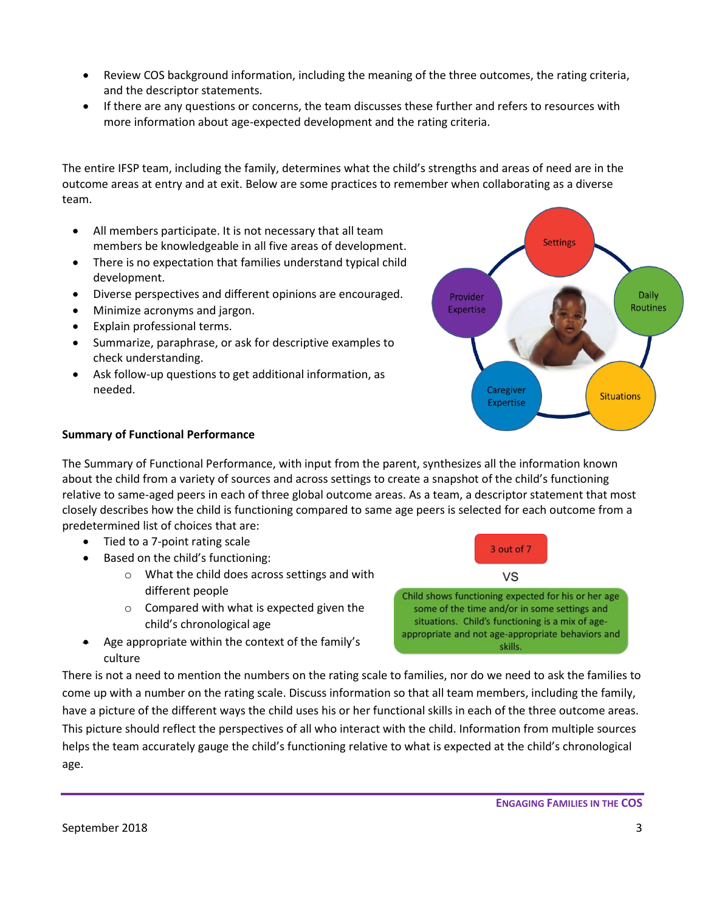- Review COS background information, including the meaning of the three outcomes, the rating criteria, and the descriptor statements.
- If there are any questions or concerns, the team discusses these further and refers to resources with more information about age-expected development and the rating criteria.

The entire IFSP team, including the family, determines what the child's strengths and areas of need are in the outcome areas at entry and at exit. Below are some practices to remember when collaborating as a diverse team.

- All members participate. It is not necessary that all team members be knowledgeable in all five areas of development.
- There is no expectation that families understand typical child development.
- Diverse perspectives and different opinions are encouraged.
- Minimize acronyms and jargon.
- Explain professional terms.
- Summarize, paraphrase, or ask for descriptive examples to check understanding.
- Ask follow-up questions to get additional information, as needed.

Settings

Daily Routines

Situations

Caregiver Expertise

Provider Expertise

**Summary of Functional Performance**

The Summary of Functional Performance, with input from the parent, synthesizes all the information known about the child from a variety of sources and across settings to create a snapshot of the child's functioning relative to same-aged peers in each of three global outcome areas. As a team, a descriptor statement that most closely describes how the child is functioning compared to same age peers is selected for each outcome from a predetermined list of choices that are:

- Tied to a 7-point rating scale
- Based on the child's functioning:
  - What the child does across settings and with different people
  - Compared with what is expected given the child's chronological age
- Age appropriate within the context of the family's culture

3 out of 7

VS

Child shows functioning expected for his or her age some of the time and/or in some settings and situations. Child's functioning is a mix of age-appropriate and not age-appropriate behaviors and skills.

There is not a need to mention the numbers on the rating scale to families, nor do we need to ask the families to come up with a number on the rating scale. Discuss information so that all team members, including the family, have a picture of the different ways the child uses his or her functional skills in each of the three outcome areas. This picture should reflect the perspectives of all who interact with the child. Information from multiple sources helps the team accurately gauge the child's functioning relative to what is expected at the child's chronological age.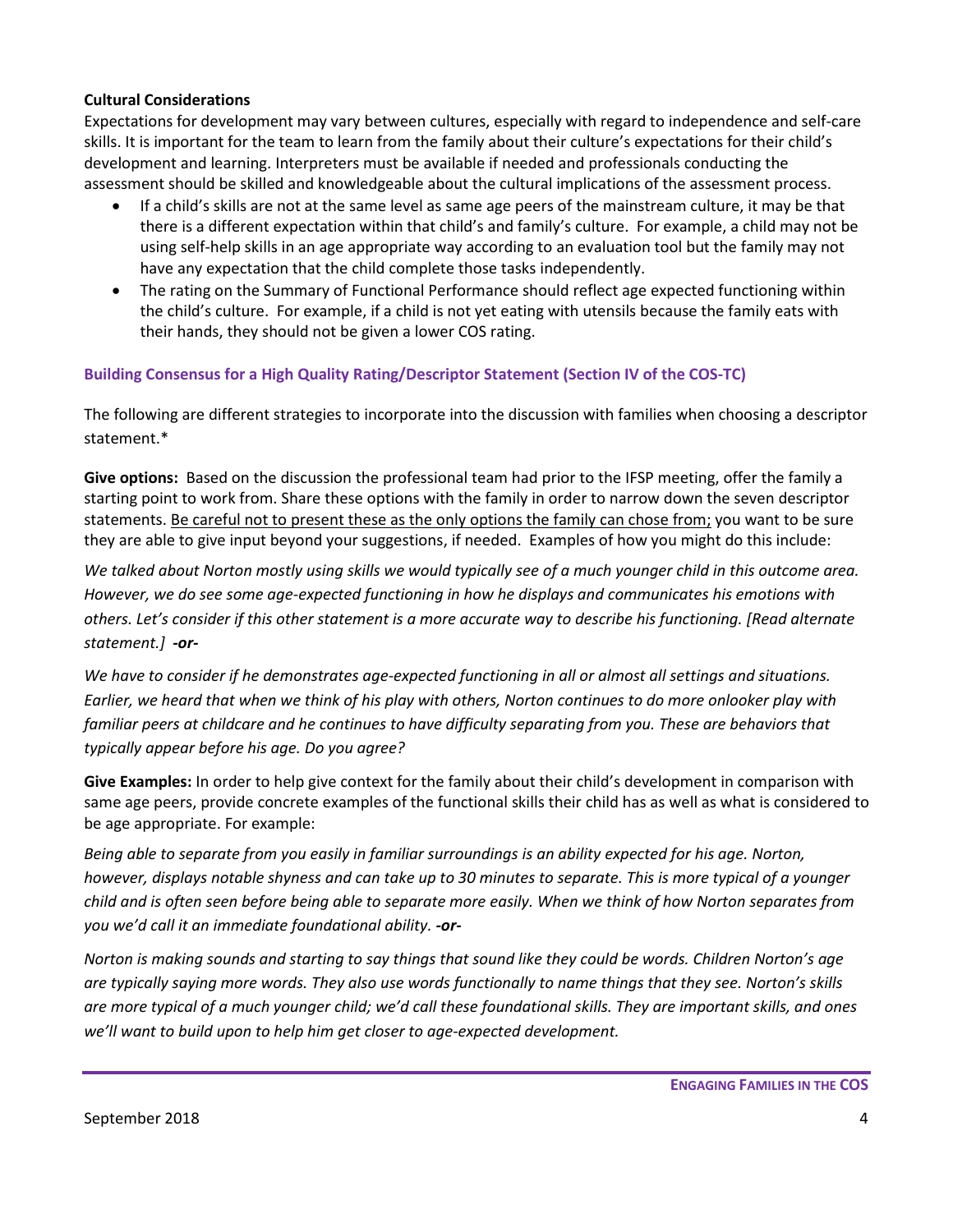**Cultural Considerations**

Expectations for development may vary between cultures, especially with regard to independence and self-care skills. It is important for the team to learn from the family about their culture's expectations for their child's development and learning. Interpreters must be available if needed and professionals conducting the assessment should be skilled and knowledgeable about the cultural implications of the assessment process.

- If a child's skills are not at the same level as same age peers of the mainstream culture, it may be that there is a different expectation within that child's and family's culture. For example, a child may not be using self-help skills in an age appropriate way according to an evaluation tool but the family may not have any expectation that the child complete those tasks independently.
- The rating on the Summary of Functional Performance should reflect age expected functioning within the child's culture. For example, if a child is not yet eating with utensils because the family eats with their hands, they should not be given a lower COS rating.

### Building Consensus for a High Quality Rating/Descriptor Statement (Section IV of the COS-TC)

The following are different strategies to incorporate into the discussion with families when choosing a descriptor statement.*

**Give options:** Based on the discussion the professional team had prior to the IFSP meeting, offer the family a starting point to work from. Share these options with the family in order to narrow down the seven descriptor statements. <u>Be careful not to present these as the only options the family can chose from;</u> you want to be sure they are able to give input beyond your suggestions, if needed. Examples of how you might do this include:

*We talked about Norton mostly using skills we would typically see of a much younger child in this outcome area. However, we do see some age-expected functioning in how he displays and communicates his emotions with others. Let's consider if this other statement is a more accurate way to describe his functioning. [Read alternate statement.]* ***-or-***

*We have to consider if he demonstrates age-expected functioning in all or almost all settings and situations. Earlier, we heard that when we think of his play with others, Norton continues to do more onlooker play with familiar peers at childcare and he continues to have difficulty separating from you. These are behaviors that typically appear before his age. Do you agree?*

**Give Examples:** In order to help give context for the family about their child's development in comparison with same age peers, provide concrete examples of the functional skills their child has as well as what is considered to be age appropriate. For example:

*Being able to separate from you easily in familiar surroundings is an ability expected for his age. Norton, however, displays notable shyness and can take up to 30 minutes to separate. This is more typical of a younger child and is often seen before being able to separate more easily. When we think of how Norton separates from you we'd call it an immediate foundational ability.* ***-or-***

*Norton is making sounds and starting to say things that sound like they could be words. Children Norton's age are typically saying more words. They also use words functionally to name things that they see. Norton's skills are more typical of a much younger child; we'd call these foundational skills. They are important skills, and ones we'll want to build upon to help him get closer to age-expected development.*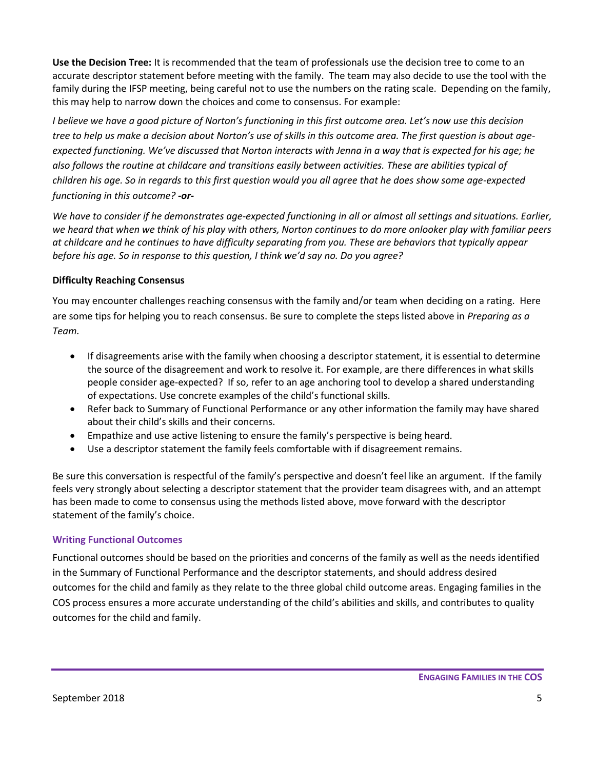**Use the Decision Tree:** It is recommended that the team of professionals use the decision tree to come to an accurate descriptor statement before meeting with the family. The team may also decide to use the tool with the family during the IFSP meeting, being careful not to use the numbers on the rating scale. Depending on the family, this may help to narrow down the choices and come to consensus. For example:

*I believe we have a good picture of Norton's functioning in this first outcome area. Let's now use this decision tree to help us make a decision about Norton's use of skills in this outcome area. The first question is about age-expected functioning. We've discussed that Norton interacts with Jenna in a way that is expected for his age; he also follows the routine at childcare and transitions easily between activities. These are abilities typical of children his age. So in regards to this first question would you all agree that he does show some age-expected functioning in this outcome?* ***-or-***

*We have to consider if he demonstrates age-expected functioning in all or almost all settings and situations. Earlier, we heard that when we think of his play with others, Norton continues to do more onlooker play with familiar peers at childcare and he continues to have difficulty separating from you. These are behaviors that typically appear before his age. So in response to this question, I think we'd say no. Do you agree?*

**Difficulty Reaching Consensus**

You may encounter challenges reaching consensus with the family and/or team when deciding on a rating. Here are some tips for helping you to reach consensus. Be sure to complete the steps listed above in *Preparing as a Team.*

- If disagreements arise with the family when choosing a descriptor statement, it is essential to determine the source of the disagreement and work to resolve it. For example, are there differences in what skills people consider age-expected? If so, refer to an age anchoring tool to develop a shared understanding of expectations. Use concrete examples of the child's functional skills.
- Refer back to Summary of Functional Performance or any other information the family may have shared about their child's skills and their concerns.
- Empathize and use active listening to ensure the family's perspective is being heard.
- Use a descriptor statement the family feels comfortable with if disagreement remains.

Be sure this conversation is respectful of the family's perspective and doesn't feel like an argument. If the family feels very strongly about selecting a descriptor statement that the provider team disagrees with, and an attempt has been made to come to consensus using the methods listed above, move forward with the descriptor statement of the family's choice.

### Writing Functional Outcomes

Functional outcomes should be based on the priorities and concerns of the family as well as the needs identified in the Summary of Functional Performance and the descriptor statements, and should address desired outcomes for the child and family as they relate to the three global child outcome areas. Engaging families in the COS process ensures a more accurate understanding of the child's abilities and skills, and contributes to quality outcomes for the child and family.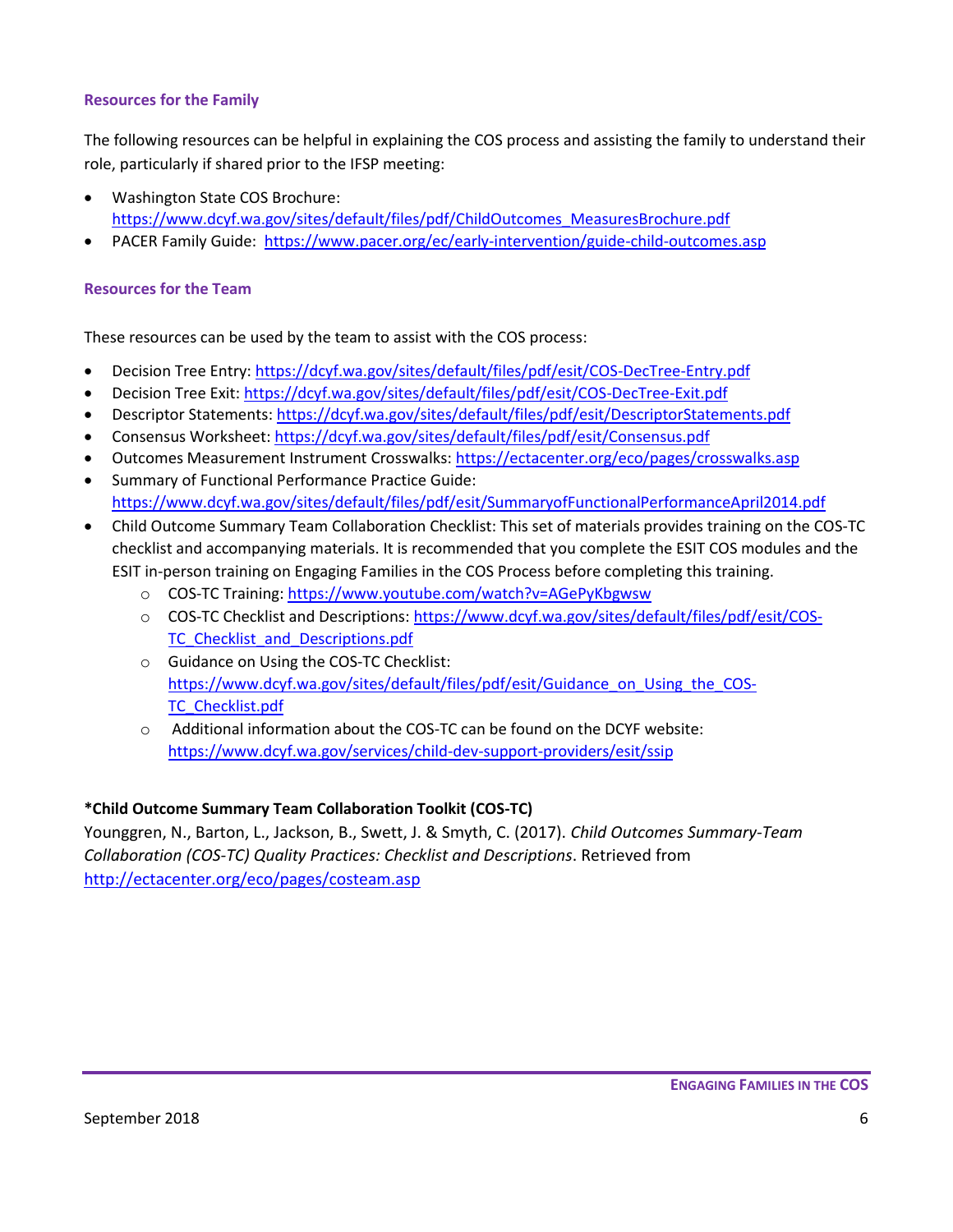### Resources for the Family

The following resources can be helpful in explaining the COS process and assisting the family to understand their role, particularly if shared prior to the IFSP meeting:

- Washington State COS Brochure: https://www.dcyf.wa.gov/sites/default/files/pdf/ChildOutcomes_MeasuresBrochure.pdf
- PACER Family Guide: https://www.pacer.org/ec/early-intervention/guide-child-outcomes.asp

### Resources for the Team

These resources can be used by the team to assist with the COS process:

- Decision Tree Entry: https://dcyf.wa.gov/sites/default/files/pdf/esit/COS-DecTree-Entry.pdf
- Decision Tree Exit: https://dcyf.wa.gov/sites/default/files/pdf/esit/COS-DecTree-Exit.pdf
- Descriptor Statements: https://dcyf.wa.gov/sites/default/files/pdf/esit/DescriptorStatements.pdf
- Consensus Worksheet: https://dcyf.wa.gov/sites/default/files/pdf/esit/Consensus.pdf
- Outcomes Measurement Instrument Crosswalks: https://ectacenter.org/eco/pages/crosswalks.asp
- Summary of Functional Performance Practice Guide: https://www.dcyf.wa.gov/sites/default/files/pdf/esit/SummaryofFunctionalPerformanceApril2014.pdf
- Child Outcome Summary Team Collaboration Checklist: This set of materials provides training on the COS-TC checklist and accompanying materials. It is recommended that you complete the ESIT COS modules and the ESIT in-person training on Engaging Families in the COS Process before completing this training.
  - COS-TC Training: https://www.youtube.com/watch?v=AGePyKbgwsw
  - COS-TC Checklist and Descriptions: https://www.dcyf.wa.gov/sites/default/files/pdf/esit/COS-TC_Checklist_and_Descriptions.pdf
  - Guidance on Using the COS-TC Checklist: https://www.dcyf.wa.gov/sites/default/files/pdf/esit/Guidance_on_Using_the_COS-TC_Checklist.pdf
  - Additional information about the COS-TC can be found on the DCYF website: https://www.dcyf.wa.gov/services/child-dev-support-providers/esit/ssip

**\*Child Outcome Summary Team Collaboration Toolkit (COS-TC)**

Younggren, N., Barton, L., Jackson, B., Swett, J. & Smyth, C. (2017). *Child Outcomes Summary-Team Collaboration (COS-TC) Quality Practices: Checklist and Descriptions*. Retrieved from http://ectacenter.org/eco/pages/costeam.asp